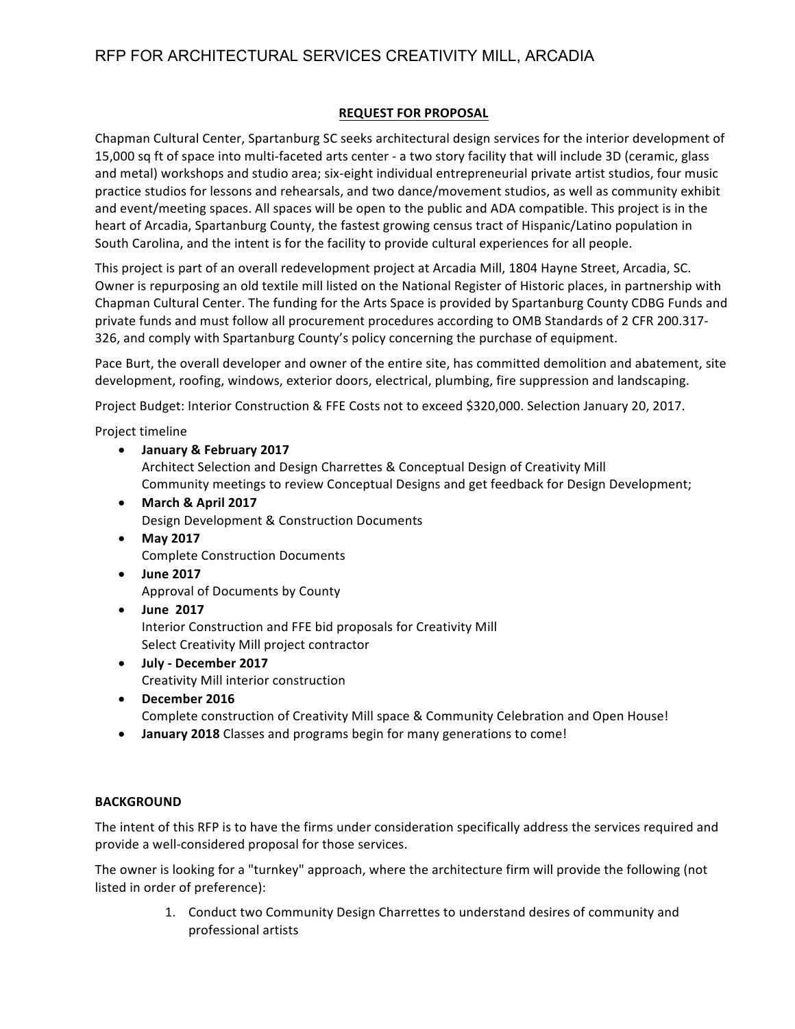# RFP FOR ARCHITECTURAL SERVICES CREATIVITY MILL, ARCADIA

## REQUEST FOR PROPOSAL

Chapman Cultural Center, Spartanburg SC seeks architectural design services for the interior development of 15,000 sq ft of space into multi-faceted arts center - a two story facility that will include 3D (ceramic, glass and metal) workshops and studio area; six-eight individual entrepreneurial private artist studios, four music practice studios for lessons and rehearsals, and two dance/movement studios, as well as community exhibit and event/meeting spaces. All spaces will be open to the public and ADA compatible. This project is in the heart of Arcadia, Spartanburg County, the fastest growing census tract of Hispanic/Latino population in South Carolina, and the intent is for the facility to provide cultural experiences for all people.

This project is part of an overall redevelopment project at Arcadia Mill, 1804 Hayne Street, Arcadia, SC. Owner is repurposing an old textile mill listed on the National Register of Historic places, in partnership with Chapman Cultural Center. The funding for the Arts Space is provided by Spartanburg County CDBG Funds and private funds and must follow all procurement procedures according to OMB Standards of 2 CFR 200.317-326, and comply with Spartanburg County's policy concerning the purchase of equipment.

Pace Burt, the overall developer and owner of the entire site, has committed demolition and abatement, site development, roofing, windows, exterior doors, electrical, plumbing, fire suppression and landscaping.

Project Budget: Interior Construction & FFE Costs not to exceed $320,000. Selection January 20, 2017.

Project timeline

- **January & February 2017**
  Architect Selection and Design Charrettes & Conceptual Design of Creativity Mill
  Community meetings to review Conceptual Designs and get feedback for Design Development;
- **March & April 2017**
  Design Development & Construction Documents
- **May 2017**
  Complete Construction Documents
- **June 2017**
  Approval of Documents by County
- **June 2017**
  Interior Construction and FFE bid proposals for Creativity Mill
  Select Creativity Mill project contractor
- **July - December 2017**
  Creativity Mill interior construction
- **December 2016**
  Complete construction of Creativity Mill space & Community Celebration and Open House!
- **January 2018** Classes and programs begin for many generations to come!

**BACKGROUND**

The intent of this RFP is to have the firms under consideration specifically address the services required and provide a well-considered proposal for those services.

The owner is looking for a "turnkey" approach, where the architecture firm will provide the following (not listed in order of preference):

1. Conduct two Community Design Charrettes to understand desires of community and professional artists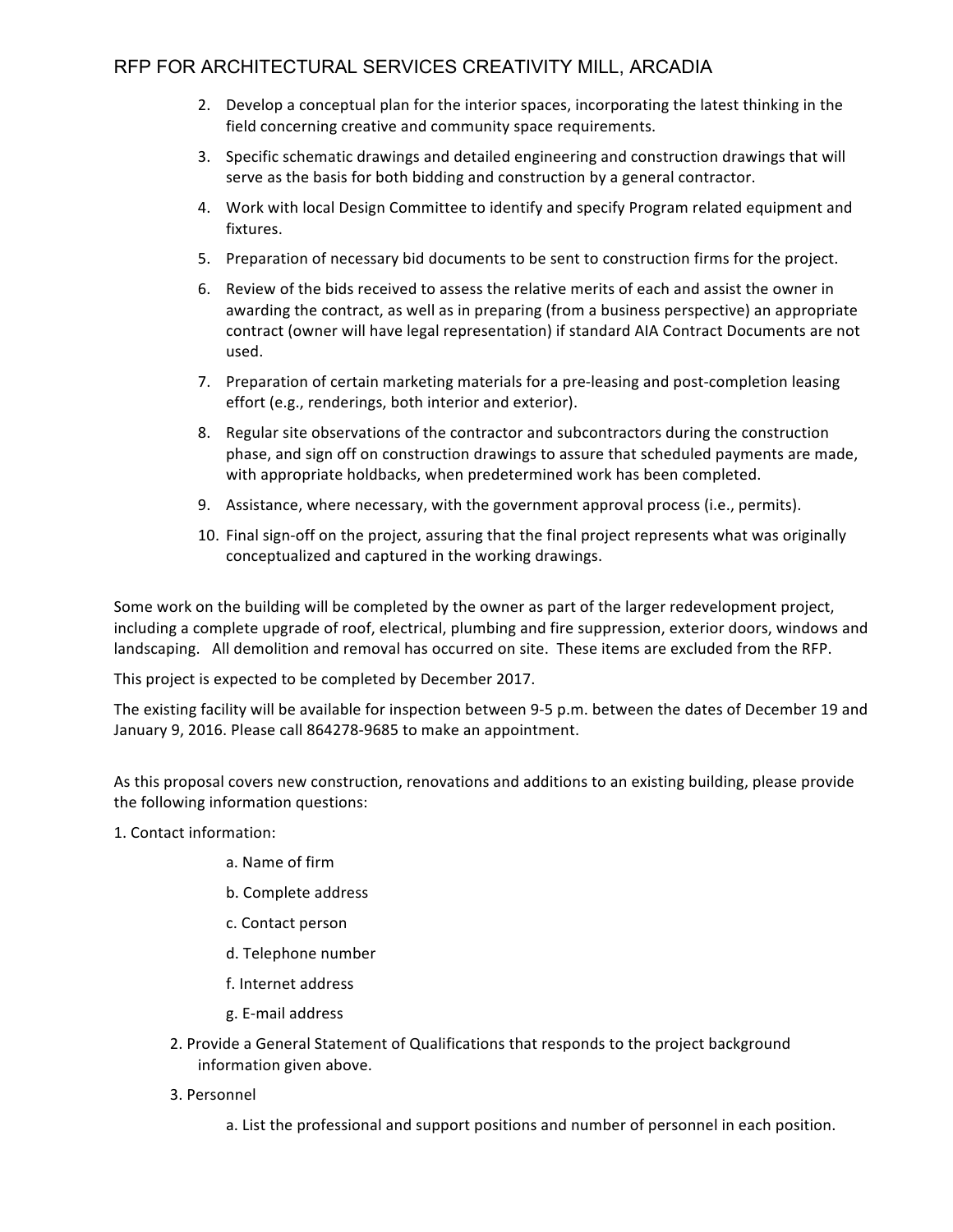2. Develop a conceptual plan for the interior spaces, incorporating the latest thinking in the field concerning creative and community space requirements.
3. Specific schematic drawings and detailed engineering and construction drawings that will serve as the basis for both bidding and construction by a general contractor.
4. Work with local Design Committee to identify and specify Program related equipment and fixtures.
5. Preparation of necessary bid documents to be sent to construction firms for the project.
6. Review of the bids received to assess the relative merits of each and assist the owner in awarding the contract, as well as in preparing (from a business perspective) an appropriate contract (owner will have legal representation) if standard AIA Contract Documents are not used.
7. Preparation of certain marketing materials for a pre-leasing and post-completion leasing effort (e.g., renderings, both interior and exterior).
8. Regular site observations of the contractor and subcontractors during the construction phase, and sign off on construction drawings to assure that scheduled payments are made, with appropriate holdbacks, when predetermined work has been completed.
9. Assistance, where necessary, with the government approval process (i.e., permits).
10. Final sign-off on the project, assuring that the final project represents what was originally conceptualized and captured in the working drawings.

Some work on the building will be completed by the owner as part of the larger redevelopment project, including a complete upgrade of roof, electrical, plumbing and fire suppression, exterior doors, windows and landscaping. All demolition and removal has occurred on site. These items are excluded from the RFP.

This project is expected to be completed by December 2017.

The existing facility will be available for inspection between 9-5 p.m. between the dates of December 19 and January 9, 2016. Please call 864278-9685 to make an appointment.

As this proposal covers new construction, renovations and additions to an existing building, please provide the following information questions:

1. Contact information:
   - a. Name of firm
   - b. Complete address
   - c. Contact person
   - d. Telephone number
   - f. Internet address
   - g. E-mail address
2. Provide a General Statement of Qualifications that responds to the project background information given above.
3. Personnel
   - a. List the professional and support positions and number of personnel in each position.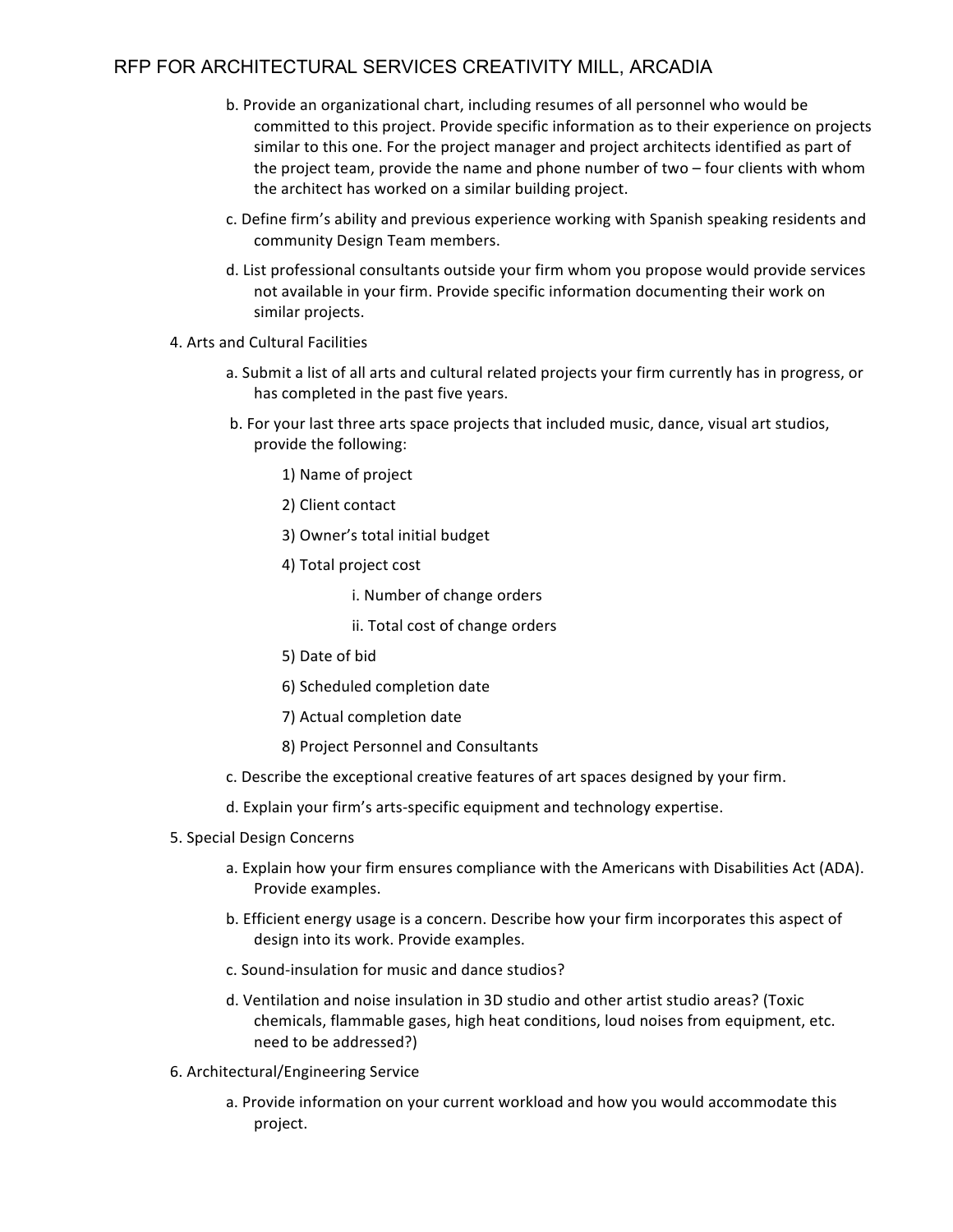b. Provide an organizational chart, including resumes of all personnel who would be committed to this project. Provide specific information as to their experience on projects similar to this one. For the project manager and project architects identified as part of the project team, provide the name and phone number of two – four clients with whom the architect has worked on a similar building project.

c. Define firm's ability and previous experience working with Spanish speaking residents and community Design Team members.

d. List professional consultants outside your firm whom you propose would provide services not available in your firm. Provide specific information documenting their work on similar projects.

4. Arts and Cultural Facilities

    a. Submit a list of all arts and cultural related projects your firm currently has in progress, or has completed in the past five years.

    b. For your last three arts space projects that included music, dance, visual art studios, provide the following:

        1) Name of project

        2) Client contact

        3) Owner's total initial budget

        4) Total project cost

            i. Number of change orders

            ii. Total cost of change orders

        5) Date of bid

        6) Scheduled completion date

        7) Actual completion date

        8) Project Personnel and Consultants

    c. Describe the exceptional creative features of art spaces designed by your firm.

    d. Explain your firm's arts-specific equipment and technology expertise.

5. Special Design Concerns

    a. Explain how your firm ensures compliance with the Americans with Disabilities Act (ADA). Provide examples.

    b. Efficient energy usage is a concern. Describe how your firm incorporates this aspect of design into its work. Provide examples.

    c. Sound-insulation for music and dance studios?

    d. Ventilation and noise insulation in 3D studio and other artist studio areas? (Toxic chemicals, flammable gases, high heat conditions, loud noises from equipment, etc. need to be addressed?)

6. Architectural/Engineering Service

    a. Provide information on your current workload and how you would accommodate this project.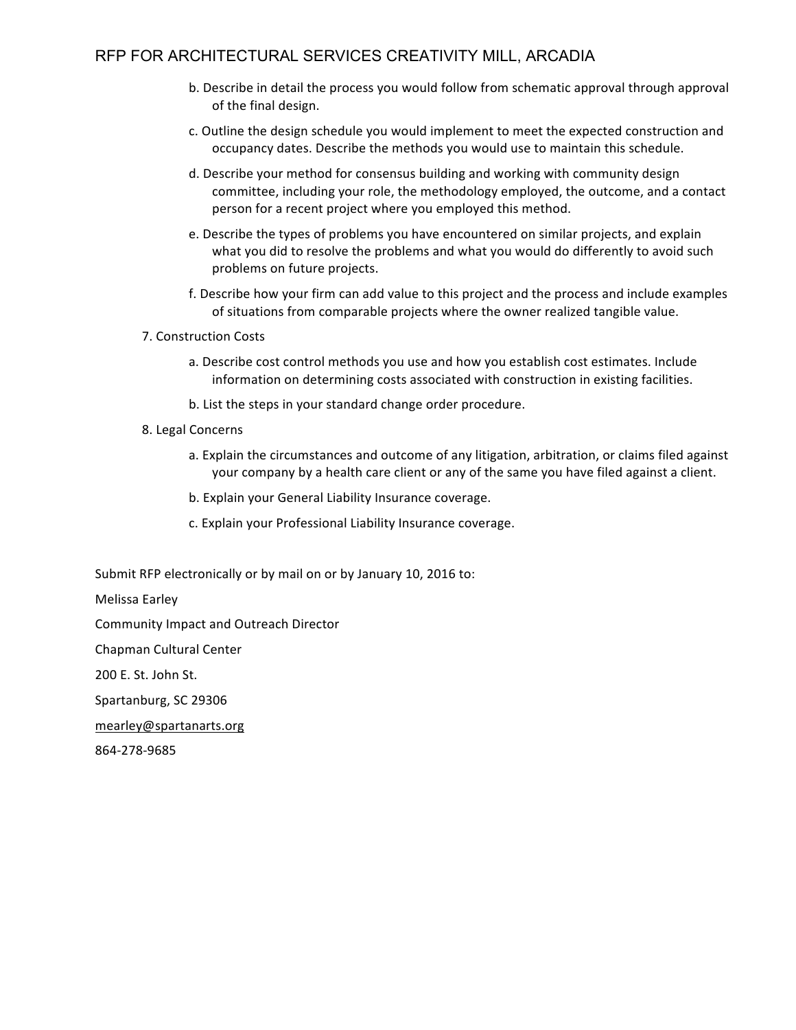b. Describe in detail the process you would follow from schematic approval through approval of the final design.

c. Outline the design schedule you would implement to meet the expected construction and occupancy dates. Describe the methods you would use to maintain this schedule.

d. Describe your method for consensus building and working with community design committee, including your role, the methodology employed, the outcome, and a contact person for a recent project where you employed this method.

e. Describe the types of problems you have encountered on similar projects, and explain what you did to resolve the problems and what you would do differently to avoid such problems on future projects.

f. Describe how your firm can add value to this project and the process and include examples of situations from comparable projects where the owner realized tangible value.

7. Construction Costs

   a. Describe cost control methods you use and how you establish cost estimates. Include information on determining costs associated with construction in existing facilities.

   b. List the steps in your standard change order procedure.

8. Legal Concerns

   a. Explain the circumstances and outcome of any litigation, arbitration, or claims filed against your company by a health care client or any of the same you have filed against a client.

   b. Explain your General Liability Insurance coverage.

   c. Explain your Professional Liability Insurance coverage.

Submit RFP electronically or by mail on or by January 10, 2016 to:

Melissa Earley

Community Impact and Outreach Director

Chapman Cultural Center

200 E. St. John St.

Spartanburg, SC 29306

mearley@spartanarts.org

864-278-9685